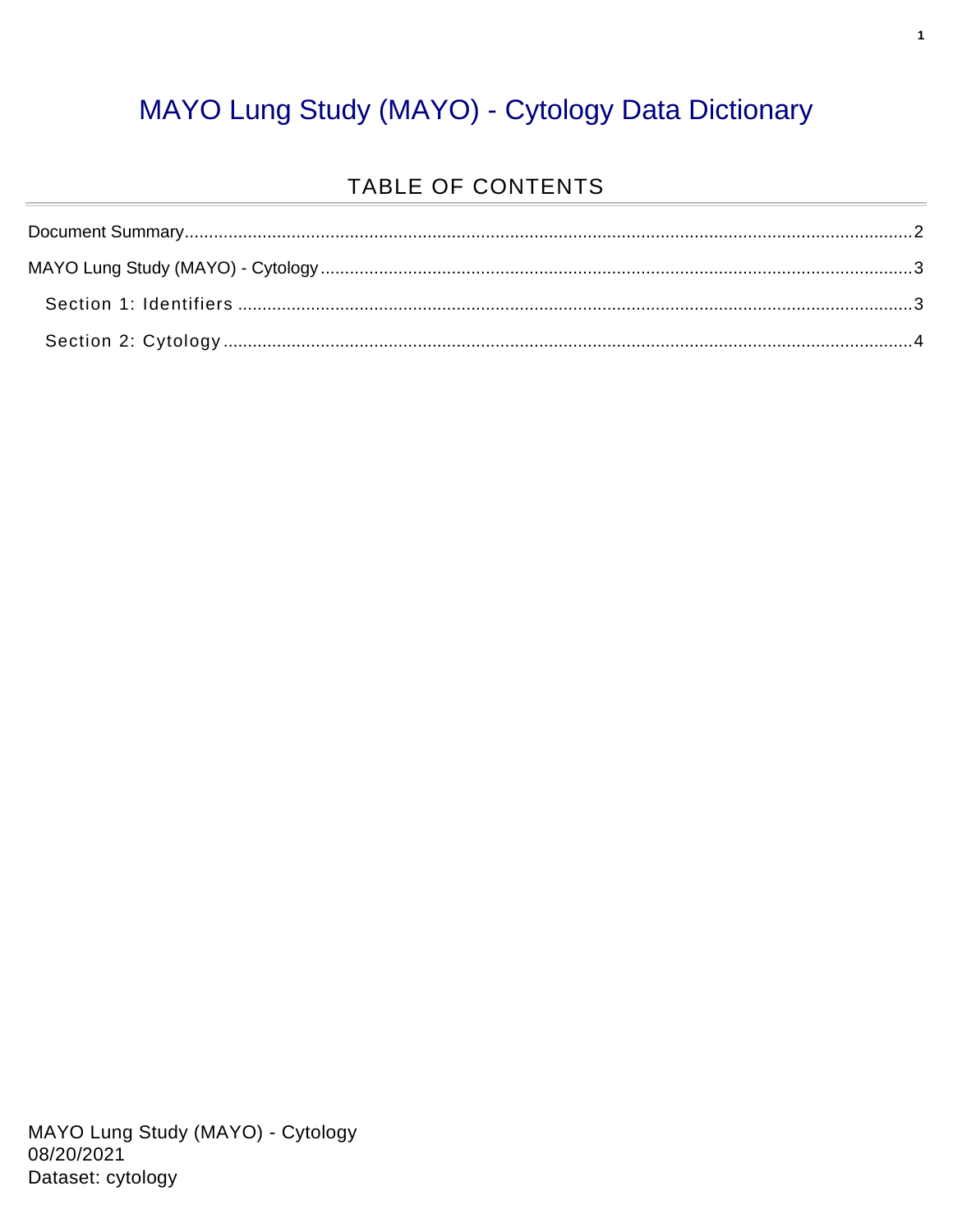# MAYO Lung Study (MAYO) - Cytology Data Dictionary

## TABLE OF CONTENTS

- Document Summary ........ 2
- MAYO Lung Study (MAYO) - Cytology ........ 3
  - Section 1: Identifiers ........ 3
  - Section 2: Cytology ........ 4

MAYO Lung Study (MAYO) - Cytology
08/20/2021
Dataset: cytology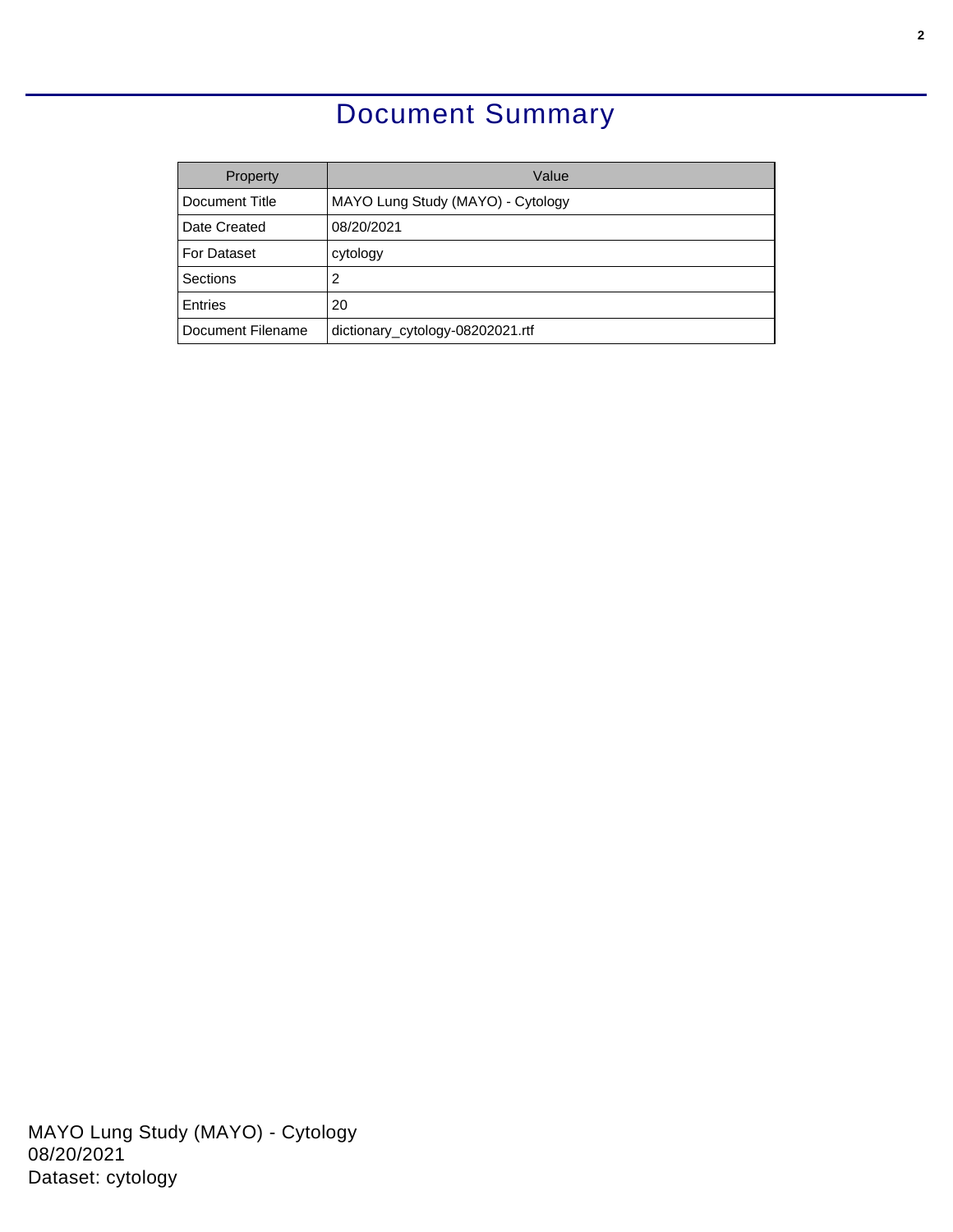# Document Summary

| Property | Value |
| --- | --- |
| Document Title | MAYO Lung Study (MAYO) - Cytology |
| Date Created | 08/20/2021 |
| For Dataset | cytology |
| Sections | 2 |
| Entries | 20 |
| Document Filename | dictionary_cytology-08202021.rtf |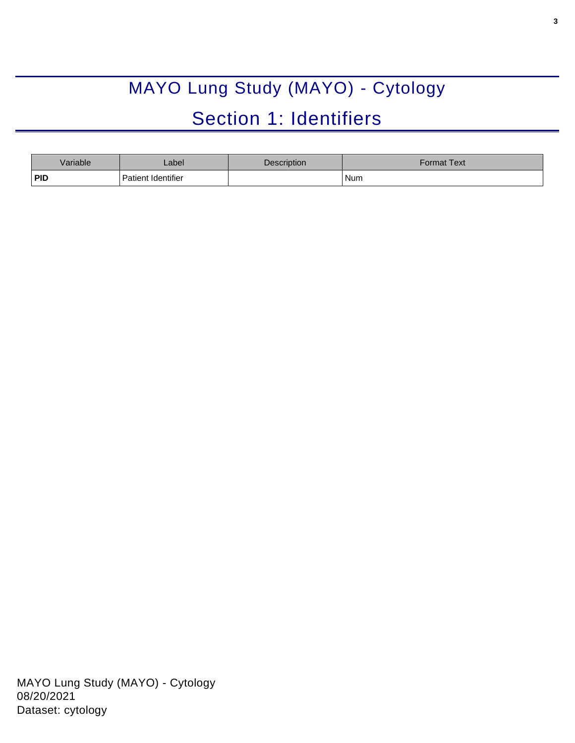# MAYO Lung Study (MAYO) - Cytology

## Section 1: Identifiers

| Variable | Label | Description | Format Text |
|---|---|---|---|
| **PID** | Patient Identifier | | Num |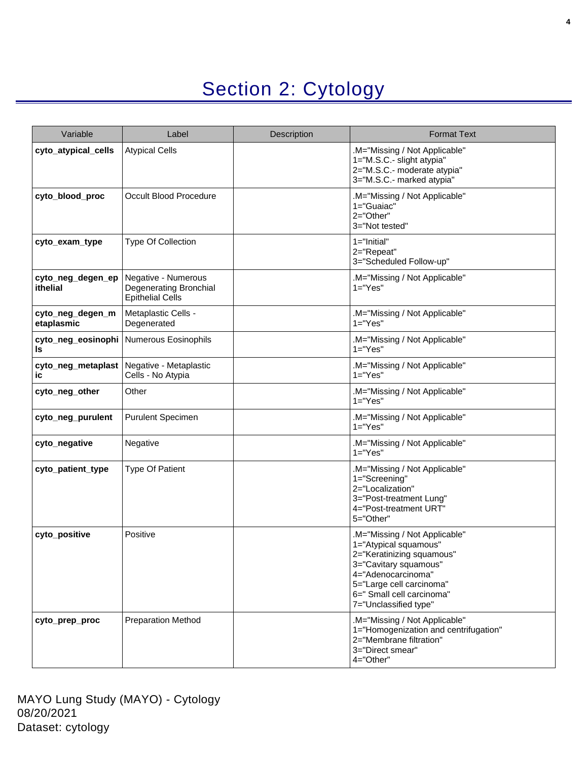# Section 2: Cytology

| Variable | Label | Description | Format Text |
|---|---|---|---|
| **cyto_atypical_cells** | Atypical Cells | | .M="Missing / Not Applicable"<br>1="M.S.C.- slight atypia"<br>2="M.S.C.- moderate atypia"<br>3="M.S.C.- marked atypia" |
| **cyto_blood_proc** | Occult Blood Procedure | | .M="Missing / Not Applicable"<br>1="Guaiac"<br>2="Other"<br>3="Not tested" |
| **cyto_exam_type** | Type Of Collection | | 1="Initial"<br>2="Repeat"<br>3="Scheduled Follow-up" |
| **cyto_neg_degen_epithelial** | Negative - Numerous Degenerating Bronchial Epithelial Cells | | .M="Missing / Not Applicable"<br>1="Yes" |
| **cyto_neg_degen_metaplasmic** | Metaplastic Cells - Degenerated | | .M="Missing / Not Applicable"<br>1="Yes" |
| **cyto_neg_eosinophils** | Numerous Eosinophils | | .M="Missing / Not Applicable"<br>1="Yes" |
| **cyto_neg_metaplastic** | Negative - Metaplastic Cells - No Atypia | | .M="Missing / Not Applicable"<br>1="Yes" |
| **cyto_neg_other** | Other | | .M="Missing / Not Applicable"<br>1="Yes" |
| **cyto_neg_purulent** | Purulent Specimen | | .M="Missing / Not Applicable"<br>1="Yes" |
| **cyto_negative** | Negative | | .M="Missing / Not Applicable"<br>1="Yes" |
| **cyto_patient_type** | Type Of Patient | | .M="Missing / Not Applicable"<br>1="Screening"<br>2="Localization"<br>3="Post-treatment Lung"<br>4="Post-treatment URT"<br>5="Other" |
| **cyto_positive** | Positive | | .M="Missing / Not Applicable"<br>1="Atypical squamous"<br>2="Keratinizing squamous"<br>3="Cavitary squamous"<br>4="Adenocarcinoma"<br>5="Large cell carcinoma"<br>6=" Small cell carcinoma"<br>7="Unclassified type" |
| **cyto_prep_proc** | Preparation Method | | .M="Missing / Not Applicable"<br>1="Homogenization and centrifugation"<br>2="Membrane filtration"<br>3="Direct smear"<br>4="Other" |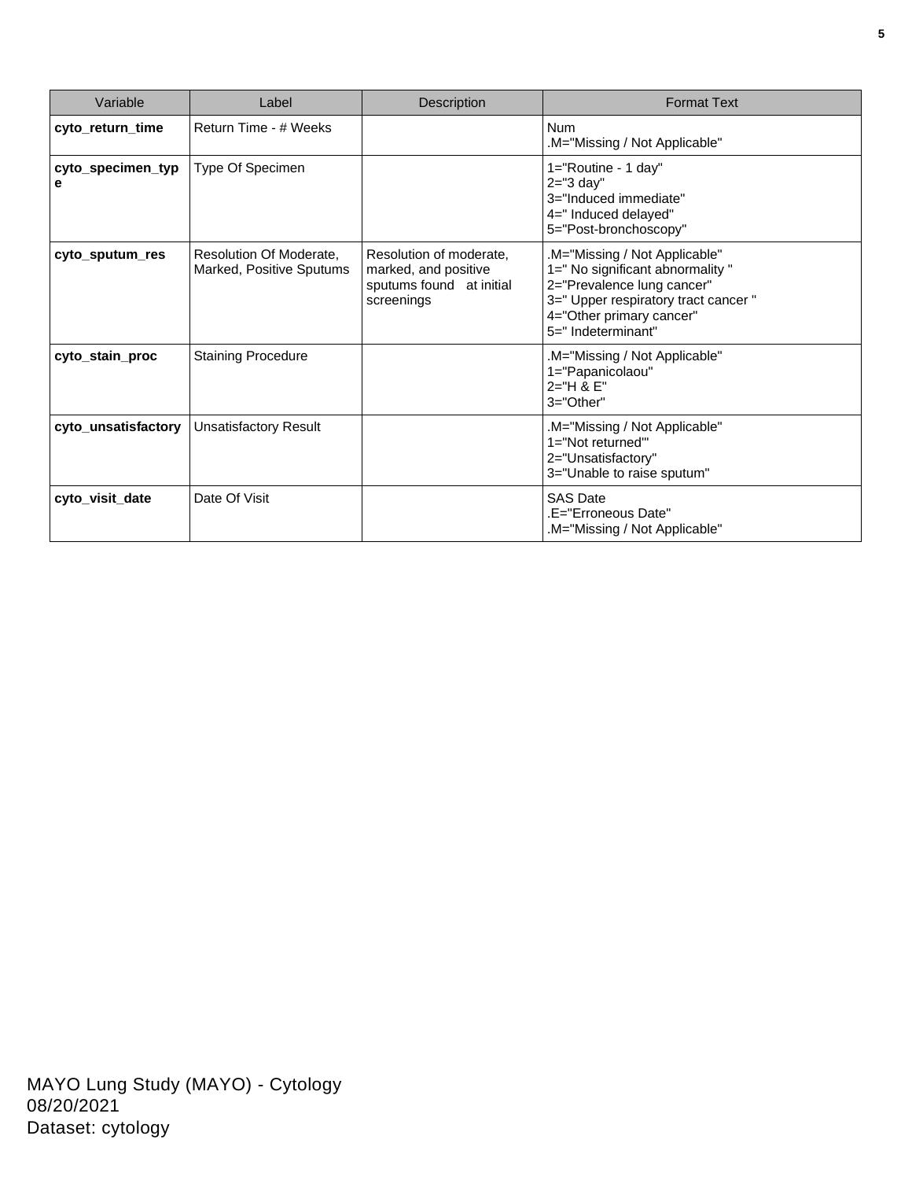| Variable | Label | Description | Format Text |
| --- | --- | --- | --- |
| **cyto_return_time** | Return Time - # Weeks | | Num<br>.M="Missing / Not Applicable" |
| **cyto_specimen_type** | Type Of Specimen | | 1="Routine - 1 day"<br>2="3 day"<br>3="Induced immediate"<br>4=" Induced delayed"<br>5="Post-bronchoscopy" |
| **cyto_sputum_res** | Resolution Of Moderate, Marked, Positive Sputums | Resolution of moderate, marked, and positive sputums found at initial screenings | .M="Missing / Not Applicable"<br>1=" No significant abnormality "<br>2="Prevalence lung cancer"<br>3=" Upper respiratory tract cancer "<br>4="Other primary cancer"<br>5=" Indeterminant" |
| **cyto_stain_proc** | Staining Procedure | | .M="Missing / Not Applicable"<br>1="Papanicolaou"<br>2="H & E"<br>3="Other" |
| **cyto_unsatisfactory** | Unsatisfactory Result | | .M="Missing / Not Applicable"<br>1="Not returned'"<br>2="Unsatisfactory"<br>3="Unable to raise sputum" |
| **cyto_visit_date** | Date Of Visit | | SAS Date<br>.E="Erroneous Date"<br>.M="Missing / Not Applicable" |